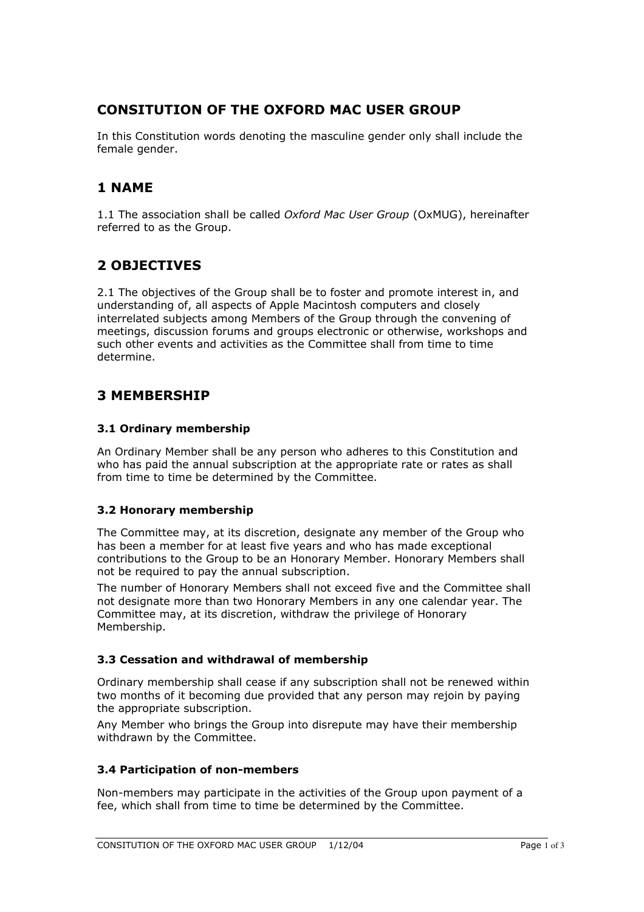# CONSITUTION OF THE OXFORD MAC USER GROUP

In this Constitution words denoting the masculine gender only shall include the female gender.

## 1 NAME

1.1 The association shall be called *Oxford Mac User Group* (OxMUG), hereinafter referred to as the Group.

## 2 OBJECTIVES

2.1 The objectives of the Group shall be to foster and promote interest in, and understanding of, all aspects of Apple Macintosh computers and closely interrelated subjects among Members of the Group through the convening of meetings, discussion forums and groups electronic or otherwise, workshops and such other events and activities as the Committee shall from time to time determine.

## 3 MEMBERSHIP

### 3.1 Ordinary membership

An Ordinary Member shall be any person who adheres to this Constitution and who has paid the annual subscription at the appropriate rate or rates as shall from time to time be determined by the Committee.

### 3.2 Honorary membership

The Committee may, at its discretion, designate any member of the Group who has been a member for at least five years and who has made exceptional contributions to the Group to be an Honorary Member. Honorary Members shall not be required to pay the annual subscription.

The number of Honorary Members shall not exceed five and the Committee shall not designate more than two Honorary Members in any one calendar year. The Committee may, at its discretion, withdraw the privilege of Honorary Membership.

### 3.3 Cessation and withdrawal of membership

Ordinary membership shall cease if any subscription shall not be renewed within two months of it becoming due provided that any person may rejoin by paying the appropriate subscription.

Any Member who brings the Group into disrepute may have their membership withdrawn by the Committee.

### 3.4 Participation of non-members

Non-members may participate in the activities of the Group upon payment of a fee, which shall from time to time be determined by the Committee.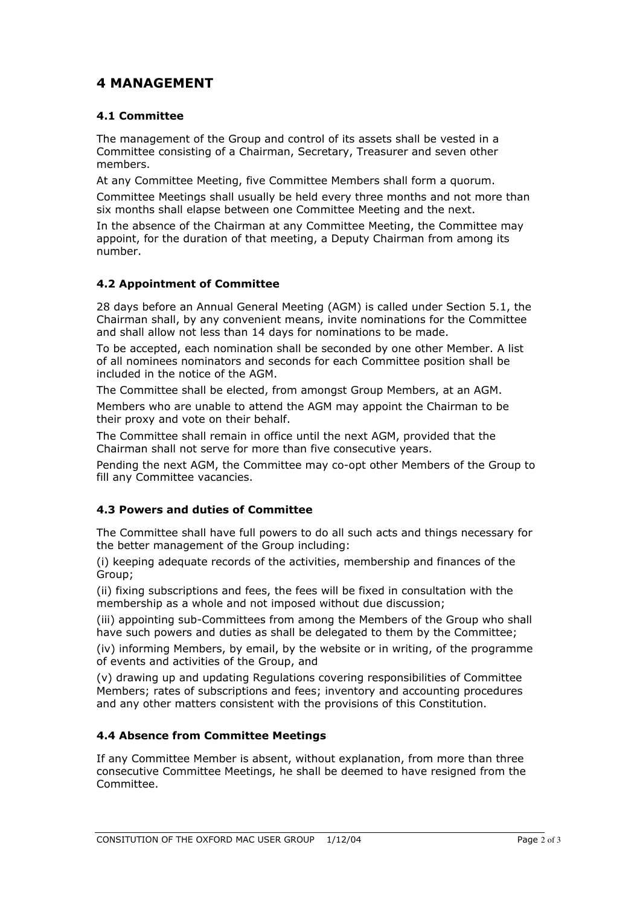# 4 MANAGEMENT

## 4.1 Committee

The management of the Group and control of its assets shall be vested in a Committee consisting of a Chairman, Secretary, Treasurer and seven other members.

At any Committee Meeting, five Committee Members shall form a quorum.

Committee Meetings shall usually be held every three months and not more than six months shall elapse between one Committee Meeting and the next.

In the absence of the Chairman at any Committee Meeting, the Committee may appoint, for the duration of that meeting, a Deputy Chairman from among its number.

## 4.2 Appointment of Committee

28 days before an Annual General Meeting (AGM) is called under Section 5.1, the Chairman shall, by any convenient means, invite nominations for the Committee and shall allow not less than 14 days for nominations to be made.

To be accepted, each nomination shall be seconded by one other Member. A list of all nominees nominators and seconds for each Committee position shall be included in the notice of the AGM.

The Committee shall be elected, from amongst Group Members, at an AGM.

Members who are unable to attend the AGM may appoint the Chairman to be their proxy and vote on their behalf.

The Committee shall remain in office until the next AGM, provided that the Chairman shall not serve for more than five consecutive years.

Pending the next AGM, the Committee may co-opt other Members of the Group to fill any Committee vacancies.

## 4.3 Powers and duties of Committee

The Committee shall have full powers to do all such acts and things necessary for the better management of the Group including:

(i) keeping adequate records of the activities, membership and finances of the Group;

(ii) fixing subscriptions and fees, the fees will be fixed in consultation with the membership as a whole and not imposed without due discussion;

(iii) appointing sub-Committees from among the Members of the Group who shall have such powers and duties as shall be delegated to them by the Committee;

(iv) informing Members, by email, by the website or in writing, of the programme of events and activities of the Group, and

(v) drawing up and updating Regulations covering responsibilities of Committee Members; rates of subscriptions and fees; inventory and accounting procedures and any other matters consistent with the provisions of this Constitution.

## 4.4 Absence from Committee Meetings

If any Committee Member is absent, without explanation, from more than three consecutive Committee Meetings, he shall be deemed to have resigned from the Committee.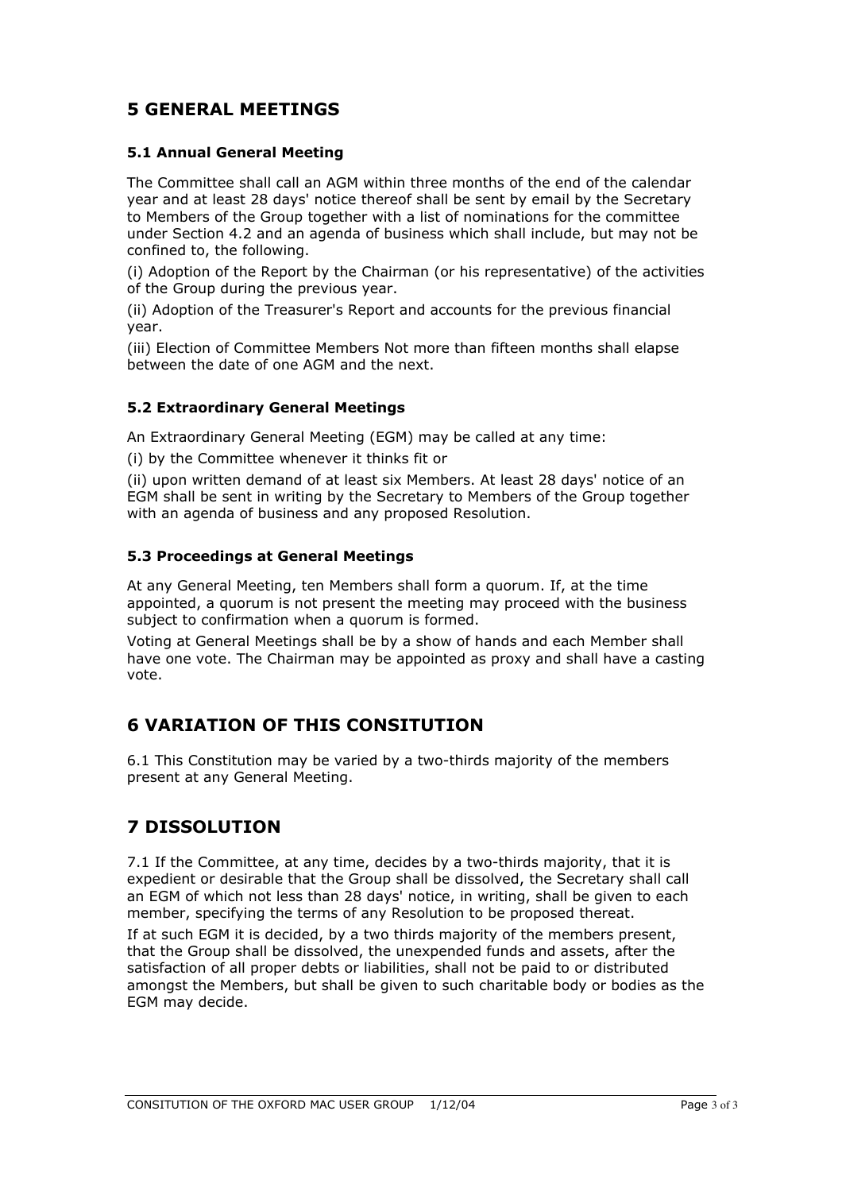## 5 GENERAL MEETINGS

### 5.1 Annual General Meeting

The Committee shall call an AGM within three months of the end of the calendar year and at least 28 days' notice thereof shall be sent by email by the Secretary to Members of the Group together with a list of nominations for the committee under Section 4.2 and an agenda of business which shall include, but may not be confined to, the following.

(i) Adoption of the Report by the Chairman (or his representative) of the activities of the Group during the previous year.

(ii) Adoption of the Treasurer's Report and accounts for the previous financial year.

(iii) Election of Committee Members Not more than fifteen months shall elapse between the date of one AGM and the next.

### 5.2 Extraordinary General Meetings

An Extraordinary General Meeting (EGM) may be called at any time:

(i) by the Committee whenever it thinks fit or

(ii) upon written demand of at least six Members. At least 28 days' notice of an EGM shall be sent in writing by the Secretary to Members of the Group together with an agenda of business and any proposed Resolution.

### 5.3 Proceedings at General Meetings

At any General Meeting, ten Members shall form a quorum. If, at the time appointed, a quorum is not present the meeting may proceed with the business subject to confirmation when a quorum is formed.

Voting at General Meetings shall be by a show of hands and each Member shall have one vote. The Chairman may be appointed as proxy and shall have a casting vote.

## 6 VARIATION OF THIS CONSITUTION

6.1 This Constitution may be varied by a two-thirds majority of the members present at any General Meeting.

## 7 DISSOLUTION

7.1 If the Committee, at any time, decides by a two-thirds majority, that it is expedient or desirable that the Group shall be dissolved, the Secretary shall call an EGM of which not less than 28 days' notice, in writing, shall be given to each member, specifying the terms of any Resolution to be proposed thereat.

If at such EGM it is decided, by a two thirds majority of the members present, that the Group shall be dissolved, the unexpended funds and assets, after the satisfaction of all proper debts or liabilities, shall not be paid to or distributed amongst the Members, but shall be given to such charitable body or bodies as the EGM may decide.